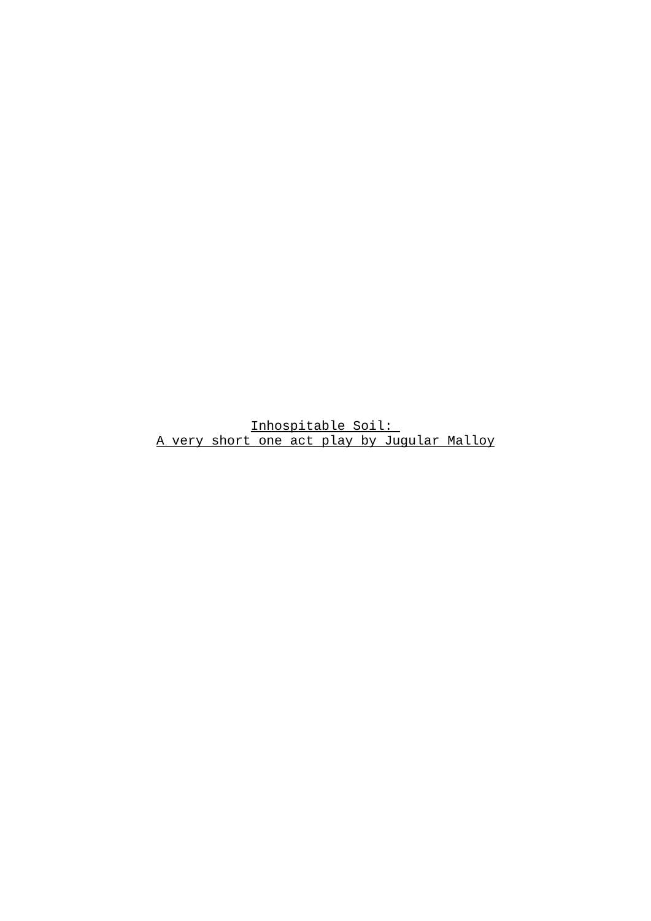# Inhospitable Soil:
## A very short one act play by Jugular Malloy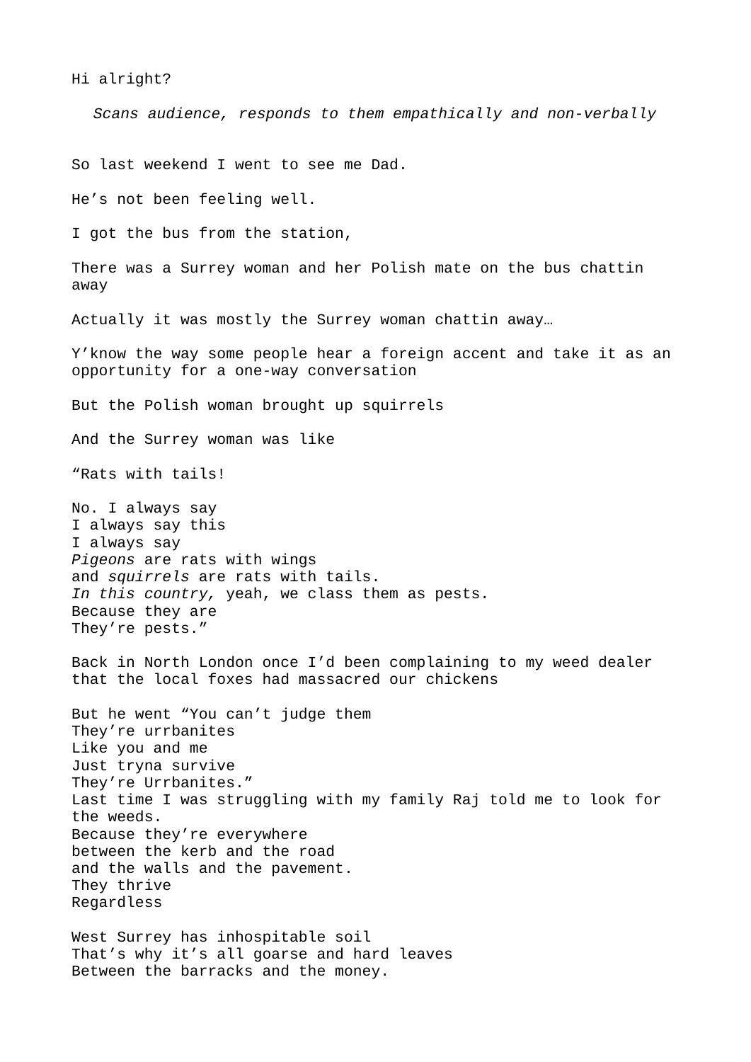Hi alright?

*Scans audience, responds to them empathically and non-verbally*

So last weekend I went to see me Dad.

He's not been feeling well.

I got the bus from the station,

There was a Surrey woman and her Polish mate on the bus chattin away

Actually it was mostly the Surrey woman chattin away…

Y'know the way some people hear a foreign accent and take it as an opportunity for a one-way conversation

But the Polish woman brought up squirrels

And the Surrey woman was like

"Rats with tails!

No. I always say
I always say this
I always say
*Pigeons* are rats with wings
and *squirrels* are rats with tails.
*In this country,* yeah, we class them as pests.
Because they are
They're pests."

Back in North London once I'd been complaining to my weed dealer that the local foxes had massacred our chickens

But he went "You can't judge them
They're urrbanites
Like you and me
Just tryna survive
They're Urrbanites."
Last time I was struggling with my family Raj told me to look for the weeds.
Because they're everywhere
between the kerb and the road
and the walls and the pavement.
They thrive
Regardless

West Surrey has inhospitable soil
That's why it's all goarse and hard leaves
Between the barracks and the money.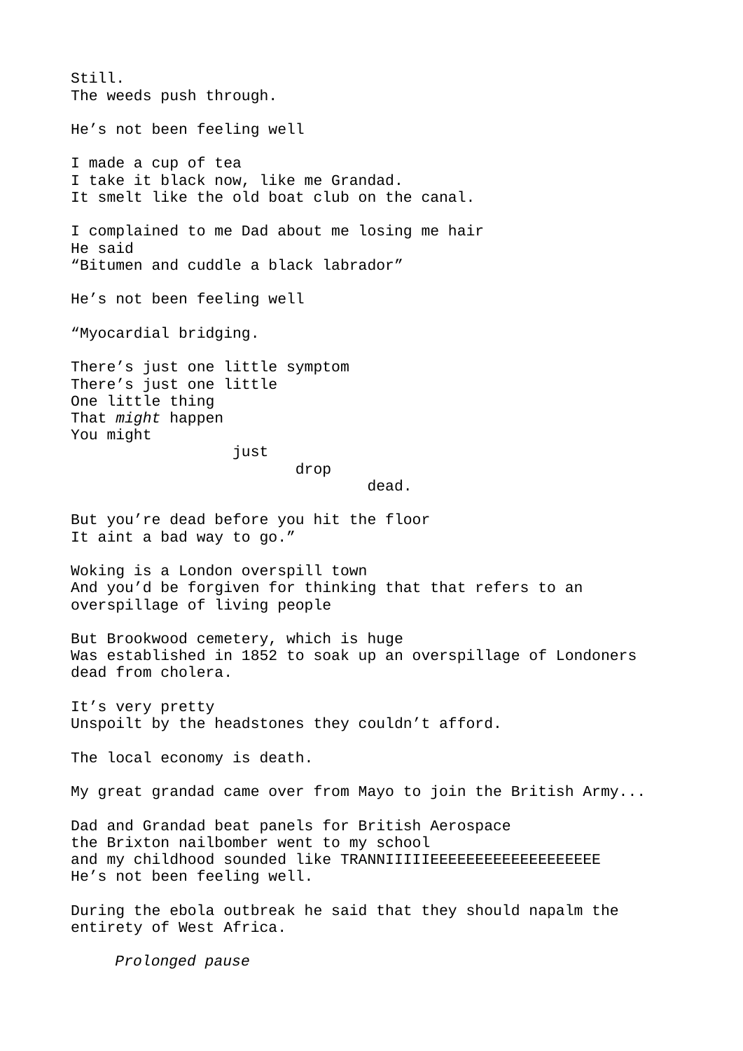Still.
The weeds push through.

He’s not been feeling well

I made a cup of tea
I take it black now, like me Grandad.
It smelt like the old boat club on the canal.

I complained to me Dad about me losing me hair
He said
“Bitumen and cuddle a black labrador”

He’s not been feeling well

“Myocardial bridging.

There’s just one little symptom
There’s just one little
One little thing
That *might* happen
You might
just
drop
dead.

But you’re dead before you hit the floor
It aint a bad way to go.”

Woking is a London overspill town
And you’d be forgiven for thinking that that refers to an overspillage of living people

But Brookwood cemetery, which is huge
Was established in 1852 to soak up an overspillage of Londoners dead from cholera.

It’s very pretty
Unspoilt by the headstones they couldn’t afford.

The local economy is death.

My great grandad came over from Mayo to join the British Army...

Dad and Grandad beat panels for British Aerospace
the Brixton nailbomber went to my school
and my childhood sounded like TRANNIIIIIEEEEEEEEEEEEEEEEEE
He’s not been feeling well.

During the ebola outbreak he said that they should napalm the entirety of West Africa.

*Prolonged pause*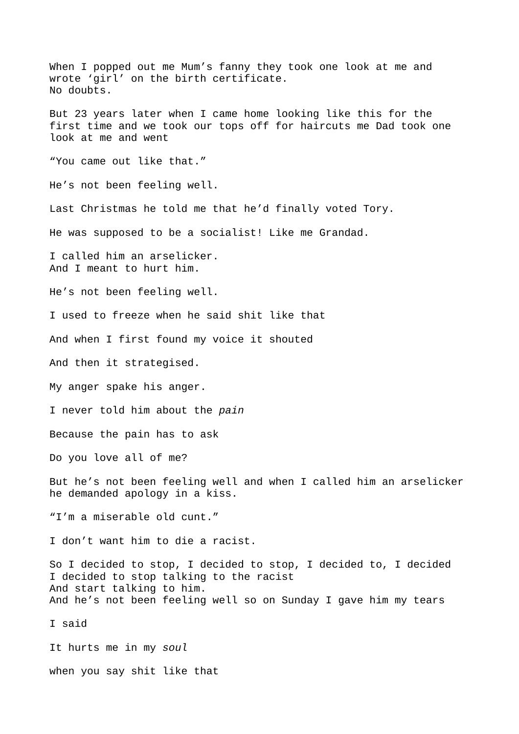When I popped out me Mum's fanny they took one look at me and wrote 'girl' on the birth certificate.
No doubts.

But 23 years later when I came home looking like this for the first time and we took our tops off for haircuts me Dad took one look at me and went

"You came out like that."

He's not been feeling well.

Last Christmas he told me that he'd finally voted Tory.

He was supposed to be a socialist! Like me Grandad.

I called him an arselicker.
And I meant to hurt him.

He's not been feeling well.

I used to freeze when he said shit like that

And when I first found my voice it shouted

And then it strategised.

My anger spake his anger.

I never told him about the *pain*

Because the pain has to ask

Do you love all of me?

But he's not been feeling well and when I called him an arselicker he demanded apology in a kiss.

"I'm a miserable old cunt."

I don't want him to die a racist.

So I decided to stop, I decided to stop, I decided to, I decided
I decided to stop talking to the racist
And start talking to him.
And he's not been feeling well so on Sunday I gave him my tears

I said

It hurts me in my *soul*

when you say shit like that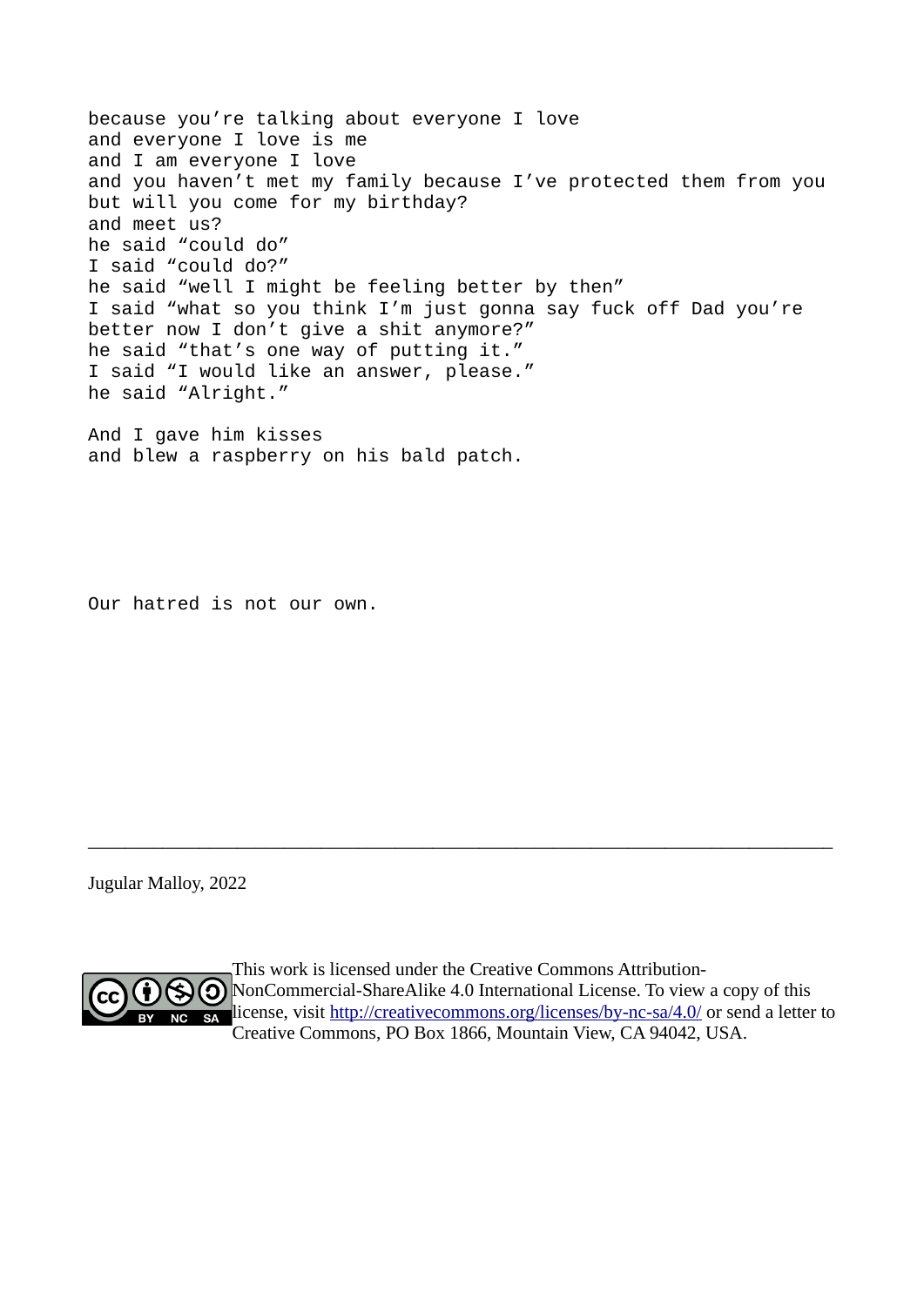because you're talking about everyone I love  
and everyone I love is me  
and I am everyone I love  
and you haven't met my family because I've protected them from you  
but will you come for my birthday?  
and meet us?  
he said "could do"  
I said "could do?"  
he said "well I might be feeling better by then"  
I said "what so you think I'm just gonna say fuck off Dad you're better now I don't give a shit anymore?"  
he said "that's one way of putting it."  
I said "I would like an answer, please."  
he said "Alright."

And I gave him kisses  
and blew a raspberry on his bald patch.

Our hatred is not our own.

---

Jugular Malloy, 2022

This work is licensed under the Creative Commons Attribution-NonCommercial-ShareAlike 4.0 International License. To view a copy of this license, visit http://creativecommons.org/licenses/by-nc-sa/4.0/ or send a letter to Creative Commons, PO Box 1866, Mountain View, CA 94042, USA.